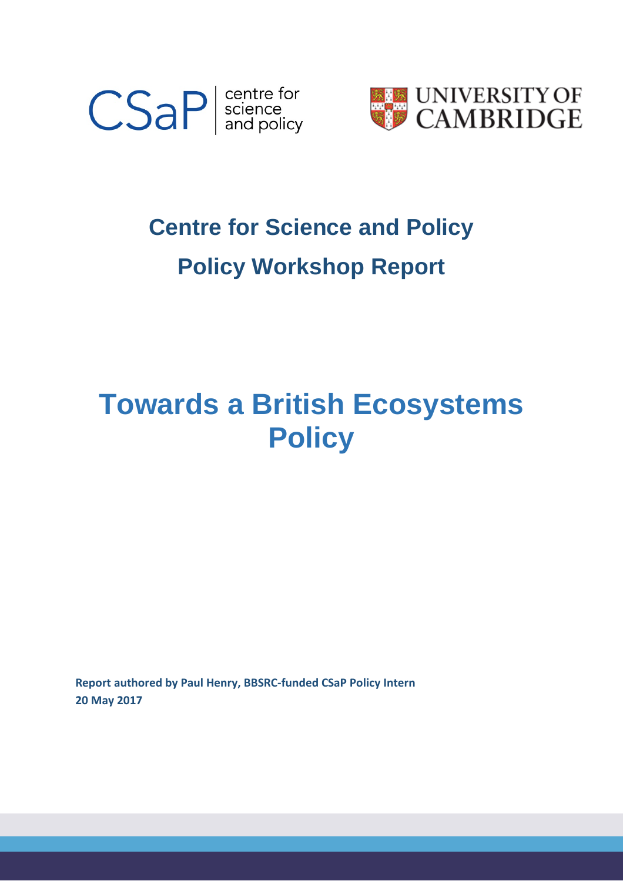CSaP centre for science and policy

UNIVERSITY OF CAMBRIDGE

# Centre for Science and Policy

# Policy Workshop Report

# Towards a British Ecosystems Policy

**Report authored by Paul Henry, BBSRC-funded CSaP Policy Intern**
**20 May 2017**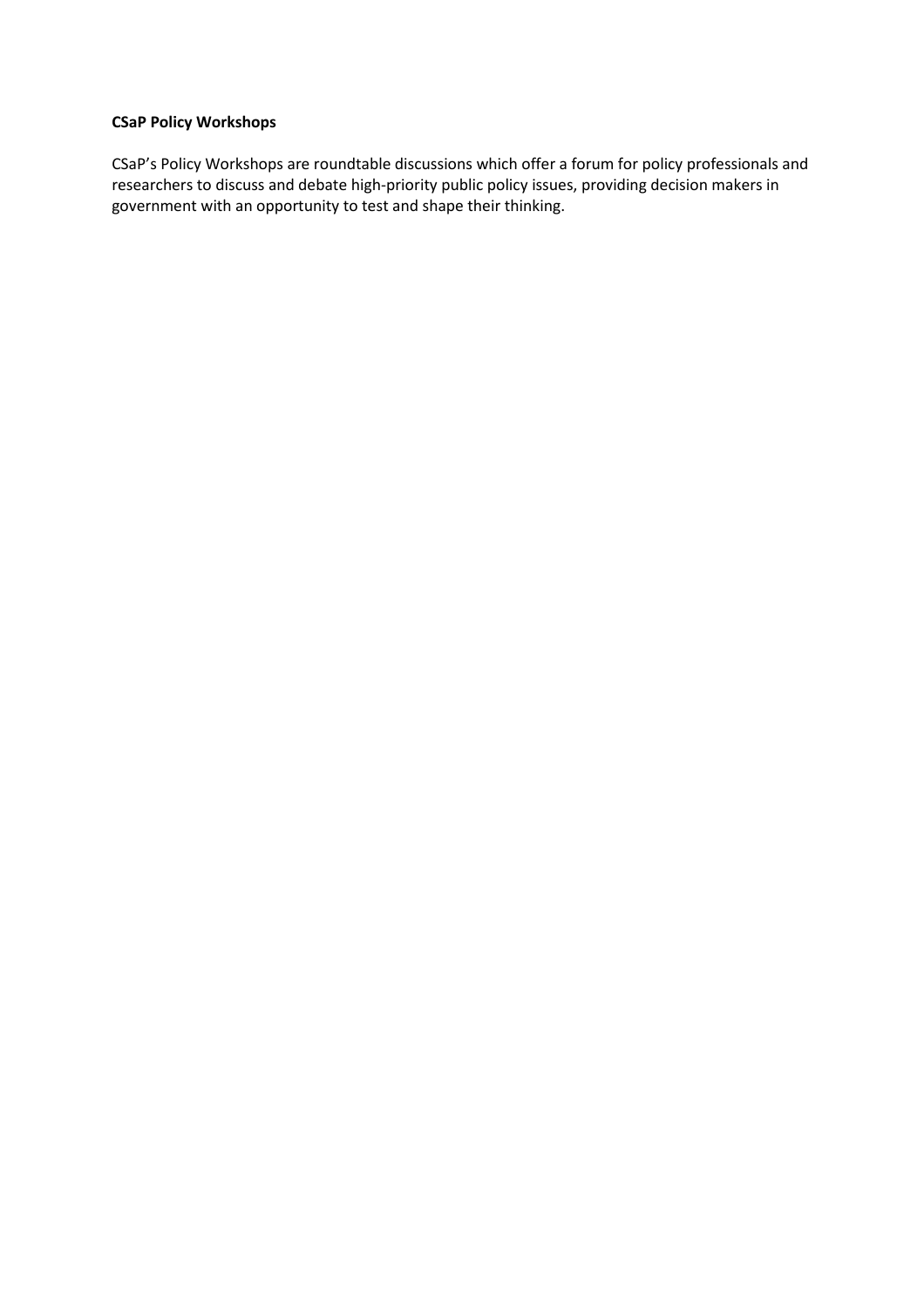**CSaP Policy Workshops**

CSaP's Policy Workshops are roundtable discussions which offer a forum for policy professionals and researchers to discuss and debate high-priority public policy issues, providing decision makers in government with an opportunity to test and shape their thinking.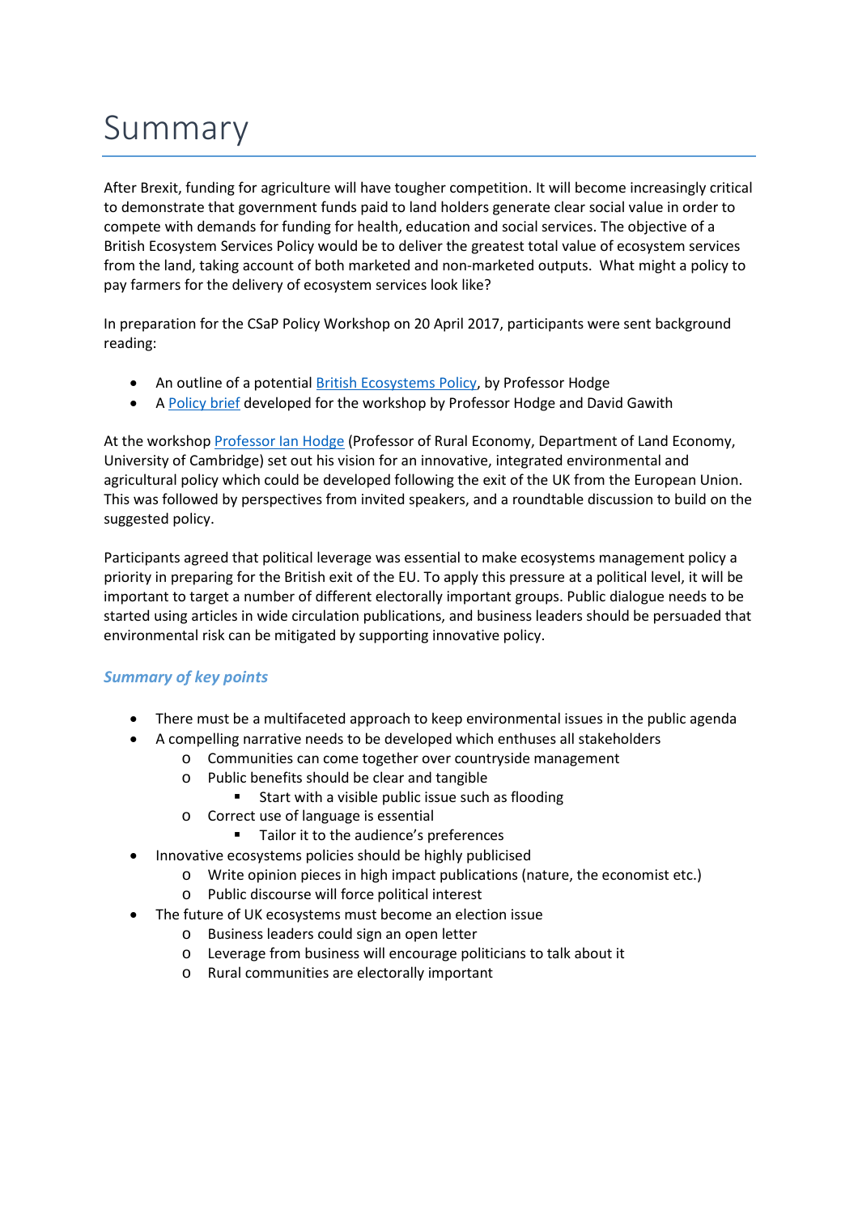# Summary

After Brexit, funding for agriculture will have tougher competition. It will become increasingly critical to demonstrate that government funds paid to land holders generate clear social value in order to compete with demands for funding for health, education and social services. The objective of a British Ecosystem Services Policy would be to deliver the greatest total value of ecosystem services from the land, taking account of both marketed and non-marketed outputs. What might a policy to pay farmers for the delivery of ecosystem services look like?

In preparation for the CSaP Policy Workshop on 20 April 2017, participants were sent background reading:

- An outline of a potential British Ecosystems Policy, by Professor Hodge
- A Policy brief developed for the workshop by Professor Hodge and David Gawith

At the workshop Professor Ian Hodge (Professor of Rural Economy, Department of Land Economy, University of Cambridge) set out his vision for an innovative, integrated environmental and agricultural policy which could be developed following the exit of the UK from the European Union. This was followed by perspectives from invited speakers, and a roundtable discussion to build on the suggested policy.

Participants agreed that political leverage was essential to make ecosystems management policy a priority in preparing for the British exit of the EU. To apply this pressure at a political level, it will be important to target a number of different electorally important groups. Public dialogue needs to be started using articles in wide circulation publications, and business leaders should be persuaded that environmental risk can be mitigated by supporting innovative policy.

### *Summary of key points*

- There must be a multifaceted approach to keep environmental issues in the public agenda
- A compelling narrative needs to be developed which enthuses all stakeholders
  - Communities can come together over countryside management
  - Public benefits should be clear and tangible
    - Start with a visible public issue such as flooding
  - Correct use of language is essential
    - Tailor it to the audience's preferences
- Innovative ecosystems policies should be highly publicised
  - Write opinion pieces in high impact publications (nature, the economist etc.)
  - Public discourse will force political interest
- The future of UK ecosystems must become an election issue
  - Business leaders could sign an open letter
  - Leverage from business will encourage politicians to talk about it
  - Rural communities are electorally important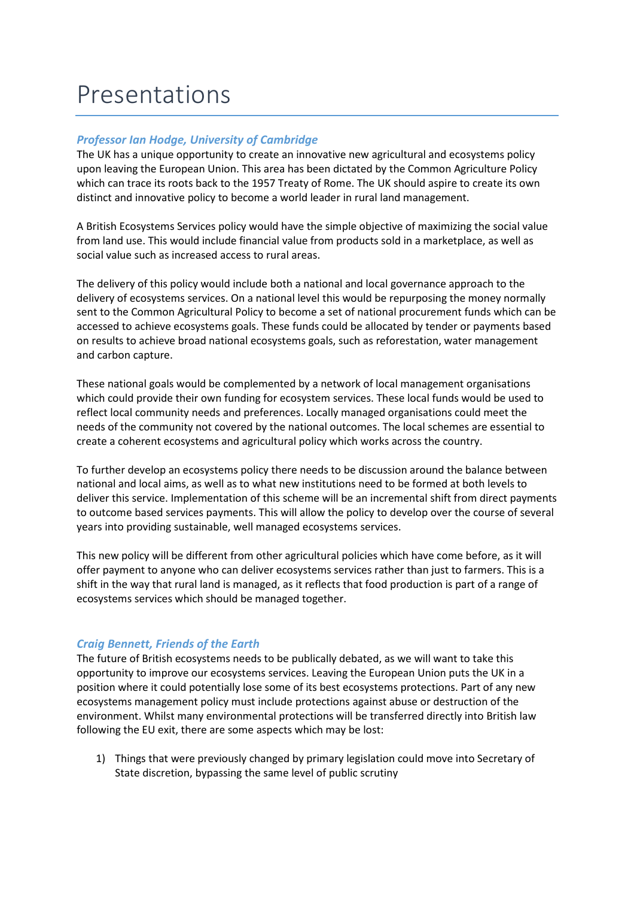# Presentations

### *Professor Ian Hodge, University of Cambridge*

The UK has a unique opportunity to create an innovative new agricultural and ecosystems policy upon leaving the European Union. This area has been dictated by the Common Agriculture Policy which can trace its roots back to the 1957 Treaty of Rome. The UK should aspire to create its own distinct and innovative policy to become a world leader in rural land management.

A British Ecosystems Services policy would have the simple objective of maximizing the social value from land use. This would include financial value from products sold in a marketplace, as well as social value such as increased access to rural areas.

The delivery of this policy would include both a national and local governance approach to the delivery of ecosystems services. On a national level this would be repurposing the money normally sent to the Common Agricultural Policy to become a set of national procurement funds which can be accessed to achieve ecosystems goals. These funds could be allocated by tender or payments based on results to achieve broad national ecosystems goals, such as reforestation, water management and carbon capture.

These national goals would be complemented by a network of local management organisations which could provide their own funding for ecosystem services. These local funds would be used to reflect local community needs and preferences. Locally managed organisations could meet the needs of the community not covered by the national outcomes. The local schemes are essential to create a coherent ecosystems and agricultural policy which works across the country.

To further develop an ecosystems policy there needs to be discussion around the balance between national and local aims, as well as to what new institutions need to be formed at both levels to deliver this service. Implementation of this scheme will be an incremental shift from direct payments to outcome based services payments. This will allow the policy to develop over the course of several years into providing sustainable, well managed ecosystems services.

This new policy will be different from other agricultural policies which have come before, as it will offer payment to anyone who can deliver ecosystems services rather than just to farmers. This is a shift in the way that rural land is managed, as it reflects that food production is part of a range of ecosystems services which should be managed together.

### *Craig Bennett, Friends of the Earth*

The future of British ecosystems needs to be publically debated, as we will want to take this opportunity to improve our ecosystems services. Leaving the European Union puts the UK in a position where it could potentially lose some of its best ecosystems protections. Part of any new ecosystems management policy must include protections against abuse or destruction of the environment. Whilst many environmental protections will be transferred directly into British law following the EU exit, there are some aspects which may be lost:

1) Things that were previously changed by primary legislation could move into Secretary of State discretion, bypassing the same level of public scrutiny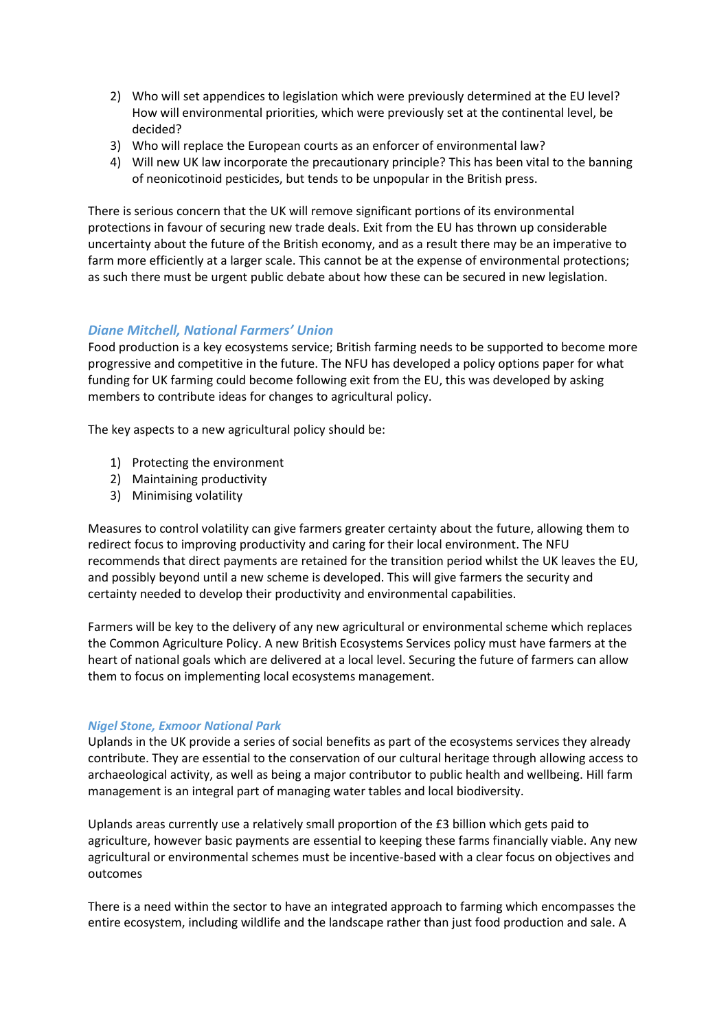2) Who will set appendices to legislation which were previously determined at the EU level? How will environmental priorities, which were previously set at the continental level, be decided?
3) Who will replace the European courts as an enforcer of environmental law?
4) Will new UK law incorporate the precautionary principle? This has been vital to the banning of neonicotinoid pesticides, but tends to be unpopular in the British press.

There is serious concern that the UK will remove significant portions of its environmental protections in favour of securing new trade deals. Exit from the EU has thrown up considerable uncertainty about the future of the British economy, and as a result there may be an imperative to farm more efficiently at a larger scale. This cannot be at the expense of environmental protections; as such there must be urgent public debate about how these can be secured in new legislation.

### *Diane Mitchell, National Farmers' Union*

Food production is a key ecosystems service; British farming needs to be supported to become more progressive and competitive in the future. The NFU has developed a policy options paper for what funding for UK farming could become following exit from the EU, this was developed by asking members to contribute ideas for changes to agricultural policy.

The key aspects to a new agricultural policy should be:

1) Protecting the environment
2) Maintaining productivity
3) Minimising volatility

Measures to control volatility can give farmers greater certainty about the future, allowing them to redirect focus to improving productivity and caring for their local environment. The NFU recommends that direct payments are retained for the transition period whilst the UK leaves the EU, and possibly beyond until a new scheme is developed. This will give farmers the security and certainty needed to develop their productivity and environmental capabilities.

Farmers will be key to the delivery of any new agricultural or environmental scheme which replaces the Common Agriculture Policy. A new British Ecosystems Services policy must have farmers at the heart of national goals which are delivered at a local level. Securing the future of farmers can allow them to focus on implementing local ecosystems management.

### *Nigel Stone, Exmoor National Park*

Uplands in the UK provide a series of social benefits as part of the ecosystems services they already contribute. They are essential to the conservation of our cultural heritage through allowing access to archaeological activity, as well as being a major contributor to public health and wellbeing. Hill farm management is an integral part of managing water tables and local biodiversity.

Uplands areas currently use a relatively small proportion of the £3 billion which gets paid to agriculture, however basic payments are essential to keeping these farms financially viable. Any new agricultural or environmental schemes must be incentive-based with a clear focus on objectives and outcomes

There is a need within the sector to have an integrated approach to farming which encompasses the entire ecosystem, including wildlife and the landscape rather than just food production and sale. A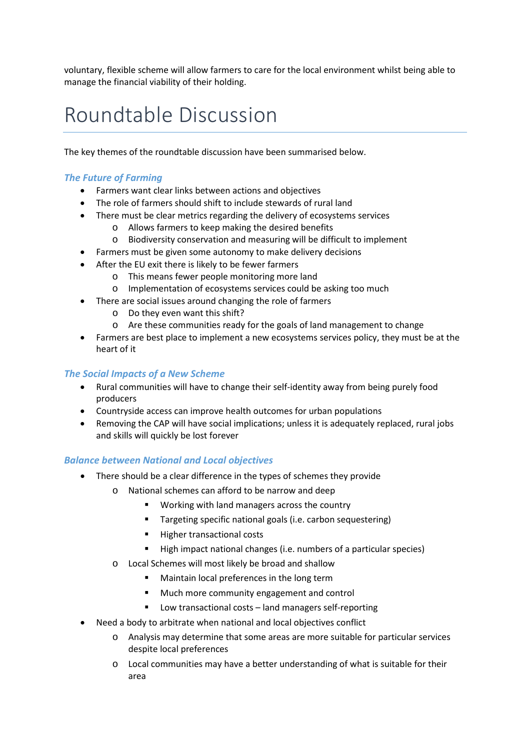voluntary, flexible scheme will allow farmers to care for the local environment whilst being able to manage the financial viability of their holding.

# Roundtable Discussion

The key themes of the roundtable discussion have been summarised below.

### *The Future of Farming*

- Farmers want clear links between actions and objectives
- The role of farmers should shift to include stewards of rural land
- There must be clear metrics regarding the delivery of ecosystems services
    - Allows farmers to keep making the desired benefits
    - Biodiversity conservation and measuring will be difficult to implement
- Farmers must be given some autonomy to make delivery decisions
- After the EU exit there is likely to be fewer farmers
    - This means fewer people monitoring more land
    - Implementation of ecosystems services could be asking too much
- There are social issues around changing the role of farmers
    - Do they even want this shift?
    - Are these communities ready for the goals of land management to change
- Farmers are best place to implement a new ecosystems services policy, they must be at the heart of it

### *The Social Impacts of a New Scheme*

- Rural communities will have to change their self-identity away from being purely food producers
- Countryside access can improve health outcomes for urban populations
- Removing the CAP will have social implications; unless it is adequately replaced, rural jobs and skills will quickly be lost forever

### *Balance between National and Local objectives*

- There should be a clear difference in the types of schemes they provide
    - National schemes can afford to be narrow and deep
        - Working with land managers across the country
        - Targeting specific national goals (i.e. carbon sequestering)
        - Higher transactional costs
        - High impact national changes (i.e. numbers of a particular species)
    - Local Schemes will most likely be broad and shallow
        - Maintain local preferences in the long term
        - Much more community engagement and control
        - Low transactional costs – land managers self-reporting
- Need a body to arbitrate when national and local objectives conflict
    - Analysis may determine that some areas are more suitable for particular services despite local preferences
    - Local communities may have a better understanding of what is suitable for their area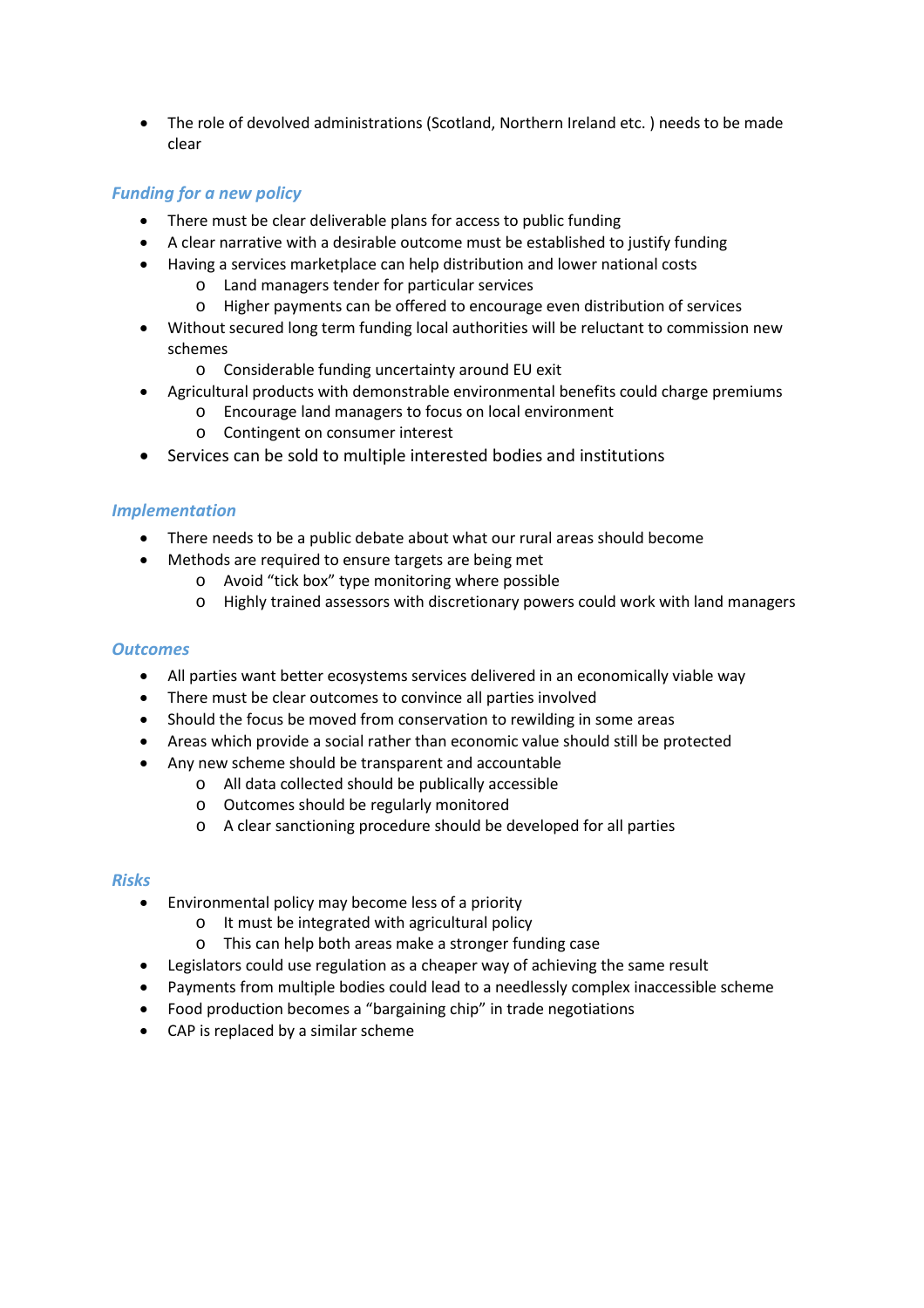- The role of devolved administrations (Scotland, Northern Ireland etc. ) needs to be made clear

### *Funding for a new policy*

- There must be clear deliverable plans for access to public funding
- A clear narrative with a desirable outcome must be established to justify funding
- Having a services marketplace can help distribution and lower national costs
    - Land managers tender for particular services
    - Higher payments can be offered to encourage even distribution of services
- Without secured long term funding local authorities will be reluctant to commission new schemes
    - Considerable funding uncertainty around EU exit
- Agricultural products with demonstrable environmental benefits could charge premiums
    - Encourage land managers to focus on local environment
    - Contingent on consumer interest
- Services can be sold to multiple interested bodies and institutions

### *Implementation*

- There needs to be a public debate about what our rural areas should become
- Methods are required to ensure targets are being met
    - Avoid "tick box" type monitoring where possible
    - Highly trained assessors with discretionary powers could work with land managers

### *Outcomes*

- All parties want better ecosystems services delivered in an economically viable way
- There must be clear outcomes to convince all parties involved
- Should the focus be moved from conservation to rewilding in some areas
- Areas which provide a social rather than economic value should still be protected
- Any new scheme should be transparent and accountable
    - All data collected should be publically accessible
    - Outcomes should be regularly monitored
    - A clear sanctioning procedure should be developed for all parties

### *Risks*

- Environmental policy may become less of a priority
    - It must be integrated with agricultural policy
    - This can help both areas make a stronger funding case
- Legislators could use regulation as a cheaper way of achieving the same result
- Payments from multiple bodies could lead to a needlessly complex inaccessible scheme
- Food production becomes a "bargaining chip" in trade negotiations
- CAP is replaced by a similar scheme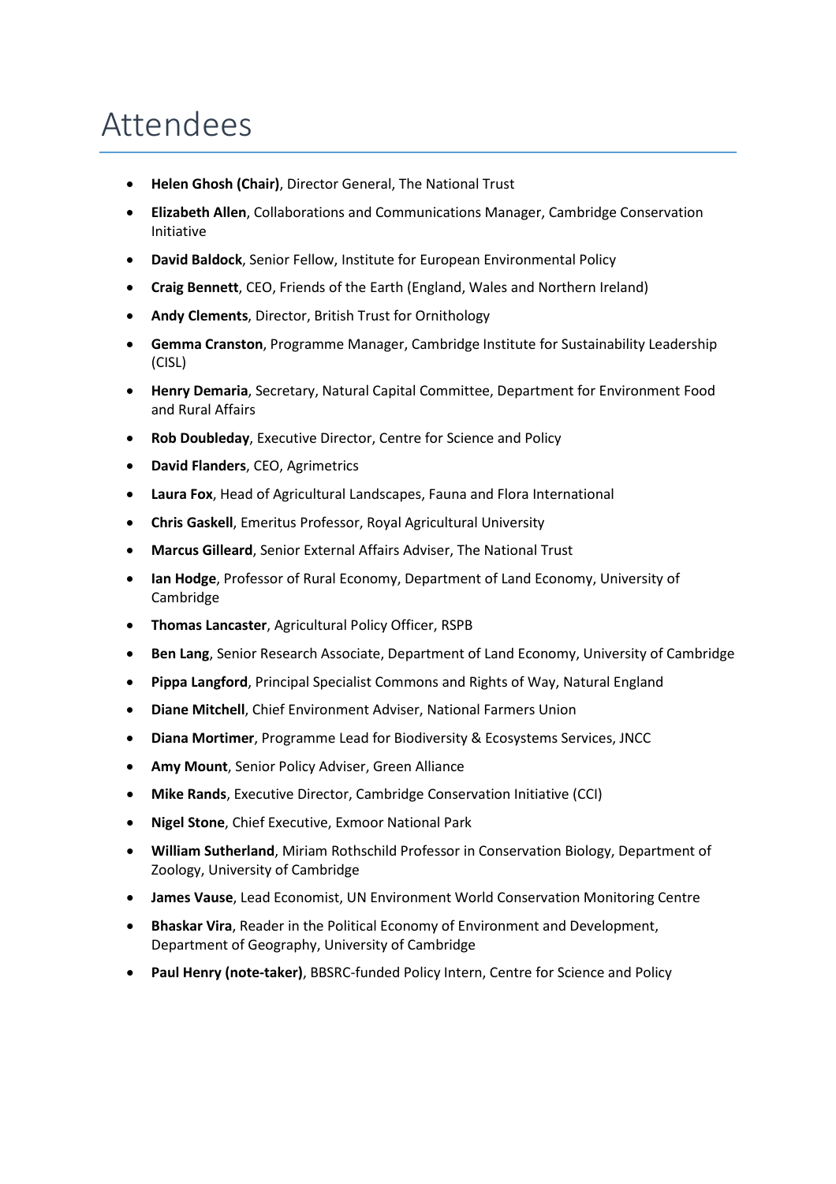# Attendees

- **Helen Ghosh (Chair)**, Director General, The National Trust
- **Elizabeth Allen**, Collaborations and Communications Manager, Cambridge Conservation Initiative
- **David Baldock**, Senior Fellow, Institute for European Environmental Policy
- **Craig Bennett**, CEO, Friends of the Earth (England, Wales and Northern Ireland)
- **Andy Clements**, Director, British Trust for Ornithology
- **Gemma Cranston**, Programme Manager, Cambridge Institute for Sustainability Leadership (CISL)
- **Henry Demaria**, Secretary, Natural Capital Committee, Department for Environment Food and Rural Affairs
- **Rob Doubleday**, Executive Director, Centre for Science and Policy
- **David Flanders**, CEO, Agrimetrics
- **Laura Fox**, Head of Agricultural Landscapes, Fauna and Flora International
- **Chris Gaskell**, Emeritus Professor, Royal Agricultural University
- **Marcus Gilleard**, Senior External Affairs Adviser, The National Trust
- **Ian Hodge**, Professor of Rural Economy, Department of Land Economy, University of Cambridge
- **Thomas Lancaster**, Agricultural Policy Officer, RSPB
- **Ben Lang**, Senior Research Associate, Department of Land Economy, University of Cambridge
- **Pippa Langford**, Principal Specialist Commons and Rights of Way, Natural England
- **Diane Mitchell**, Chief Environment Adviser, National Farmers Union
- **Diana Mortimer**, Programme Lead for Biodiversity & Ecosystems Services, JNCC
- **Amy Mount**, Senior Policy Adviser, Green Alliance
- **Mike Rands**, Executive Director, Cambridge Conservation Initiative (CCI)
- **Nigel Stone**, Chief Executive, Exmoor National Park
- **William Sutherland**, Miriam Rothschild Professor in Conservation Biology, Department of Zoology, University of Cambridge
- **James Vause**, Lead Economist, UN Environment World Conservation Monitoring Centre
- **Bhaskar Vira**, Reader in the Political Economy of Environment and Development, Department of Geography, University of Cambridge
- **Paul Henry (note-taker)**, BBSRC-funded Policy Intern, Centre for Science and Policy